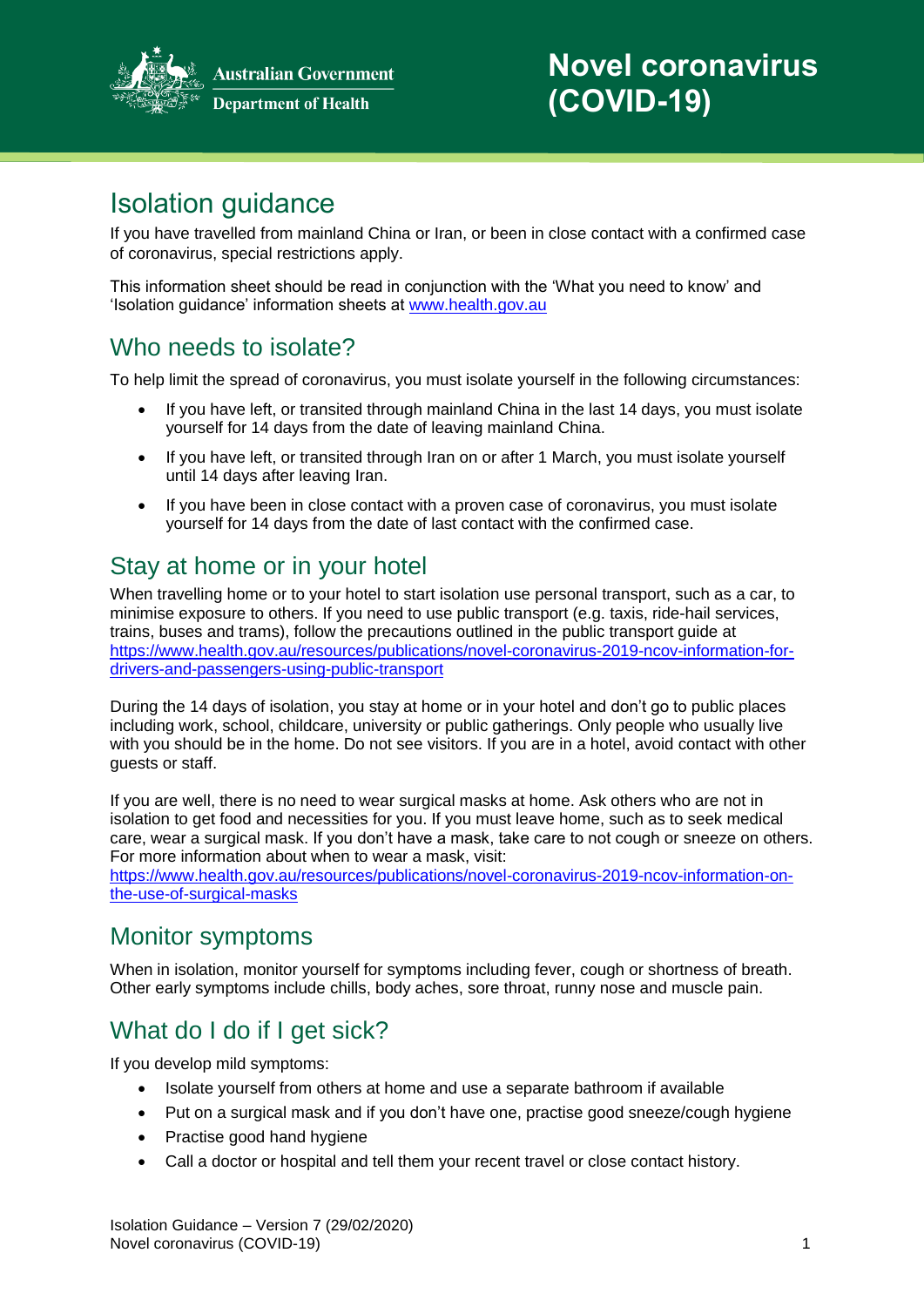Australian Government
Department of Health

# Novel coronavirus (COVID-19)

## Isolation guidance

If you have travelled from mainland China or Iran, or been in close contact with a confirmed case of coronavirus, special restrictions apply.

This information sheet should be read in conjunction with the 'What you need to know' and 'Isolation guidance' information sheets at [www.health.gov.au](http://www.health.gov.au)

## Who needs to isolate?

To help limit the spread of coronavirus, you must isolate yourself in the following circumstances:

- If you have left, or transited through mainland China in the last 14 days, you must isolate yourself for 14 days from the date of leaving mainland China.
- If you have left, or transited through Iran on or after 1 March, you must isolate yourself until 14 days after leaving Iran.
- If you have been in close contact with a proven case of coronavirus, you must isolate yourself for 14 days from the date of last contact with the confirmed case.

## Stay at home or in your hotel

When travelling home or to your hotel to start isolation use personal transport, such as a car, to minimise exposure to others. If you need to use public transport (e.g. taxis, ride-hail services, trains, buses and trams), follow the precautions outlined in the public transport guide at [https://www.health.gov.au/resources/publications/novel-coronavirus-2019-ncov-information-for-drivers-and-passengers-using-public-transport](https://www.health.gov.au/resources/publications/novel-coronavirus-2019-ncov-information-for-drivers-and-passengers-using-public-transport)

During the 14 days of isolation, you stay at home or in your hotel and don't go to public places including work, school, childcare, university or public gatherings. Only people who usually live with you should be in the home. Do not see visitors. If you are in a hotel, avoid contact with other guests or staff.

If you are well, there is no need to wear surgical masks at home. Ask others who are not in isolation to get food and necessities for you. If you must leave home, such as to seek medical care, wear a surgical mask. If you don't have a mask, take care to not cough or sneeze on others. For more information about when to wear a mask, visit: [https://www.health.gov.au/resources/publications/novel-coronavirus-2019-ncov-information-on-the-use-of-surgical-masks](https://www.health.gov.au/resources/publications/novel-coronavirus-2019-ncov-information-on-the-use-of-surgical-masks)

## Monitor symptoms

When in isolation, monitor yourself for symptoms including fever, cough or shortness of breath. Other early symptoms include chills, body aches, sore throat, runny nose and muscle pain.

## What do I do if I get sick?

If you develop mild symptoms:

- Isolate yourself from others at home and use a separate bathroom if available
- Put on a surgical mask and if you don't have one, practise good sneeze/cough hygiene
- Practise good hand hygiene
- Call a doctor or hospital and tell them your recent travel or close contact history.

Isolation Guidance – Version 7 (29/02/2020)
Novel coronavirus (COVID-19)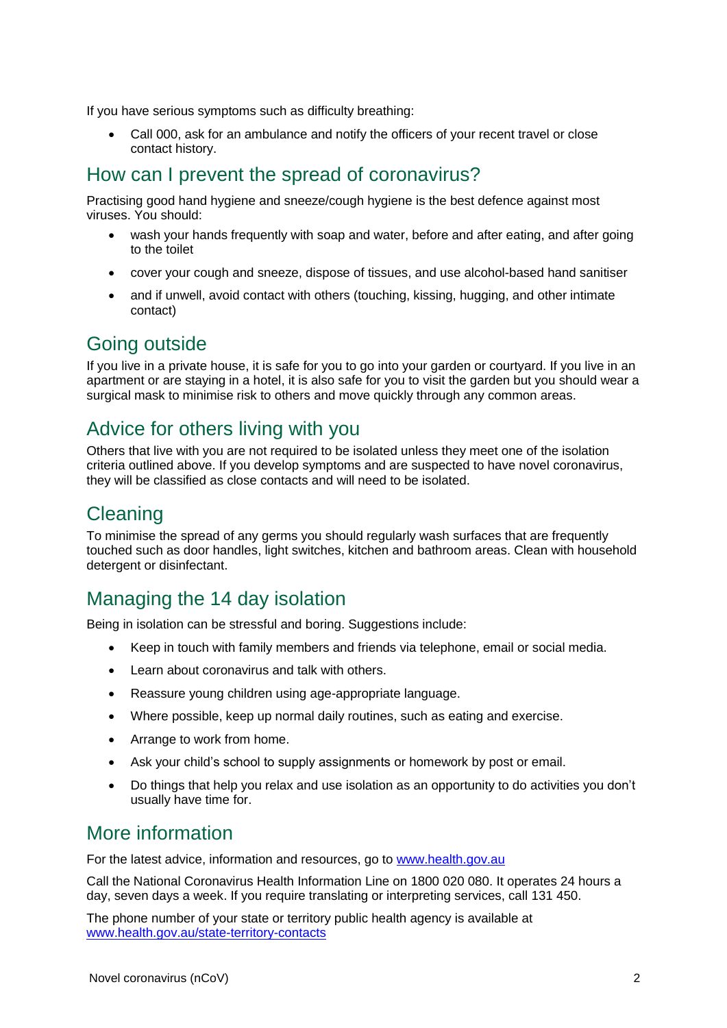If you have serious symptoms such as difficulty breathing:

- Call 000, ask for an ambulance and notify the officers of your recent travel or close contact history.

## How can I prevent the spread of coronavirus?

Practising good hand hygiene and sneeze/cough hygiene is the best defence against most viruses. You should:

- wash your hands frequently with soap and water, before and after eating, and after going to the toilet
- cover your cough and sneeze, dispose of tissues, and use alcohol-based hand sanitiser
- and if unwell, avoid contact with others (touching, kissing, hugging, and other intimate contact)

## Going outside

If you live in a private house, it is safe for you to go into your garden or courtyard. If you live in an apartment or are staying in a hotel, it is also safe for you to visit the garden but you should wear a surgical mask to minimise risk to others and move quickly through any common areas.

## Advice for others living with you

Others that live with you are not required to be isolated unless they meet one of the isolation criteria outlined above. If you develop symptoms and are suspected to have novel coronavirus, they will be classified as close contacts and will need to be isolated.

## Cleaning

To minimise the spread of any germs you should regularly wash surfaces that are frequently touched such as door handles, light switches, kitchen and bathroom areas. Clean with household detergent or disinfectant.

## Managing the 14 day isolation

Being in isolation can be stressful and boring. Suggestions include:

- Keep in touch with family members and friends via telephone, email or social media.
- Learn about coronavirus and talk with others.
- Reassure young children using age-appropriate language.
- Where possible, keep up normal daily routines, such as eating and exercise.
- Arrange to work from home.
- Ask your child's school to supply assignments or homework by post or email.
- Do things that help you relax and use isolation as an opportunity to do activities you don't usually have time for.

## More information

For the latest advice, information and resources, go to [www.health.gov.au](http://www.health.gov.au)

Call the National Coronavirus Health Information Line on 1800 020 080. It operates 24 hours a day, seven days a week. If you require translating or interpreting services, call 131 450.

The phone number of your state or territory public health agency is available at [www.health.gov.au/state-territory-contacts](http://www.health.gov.au/state-territory-contacts)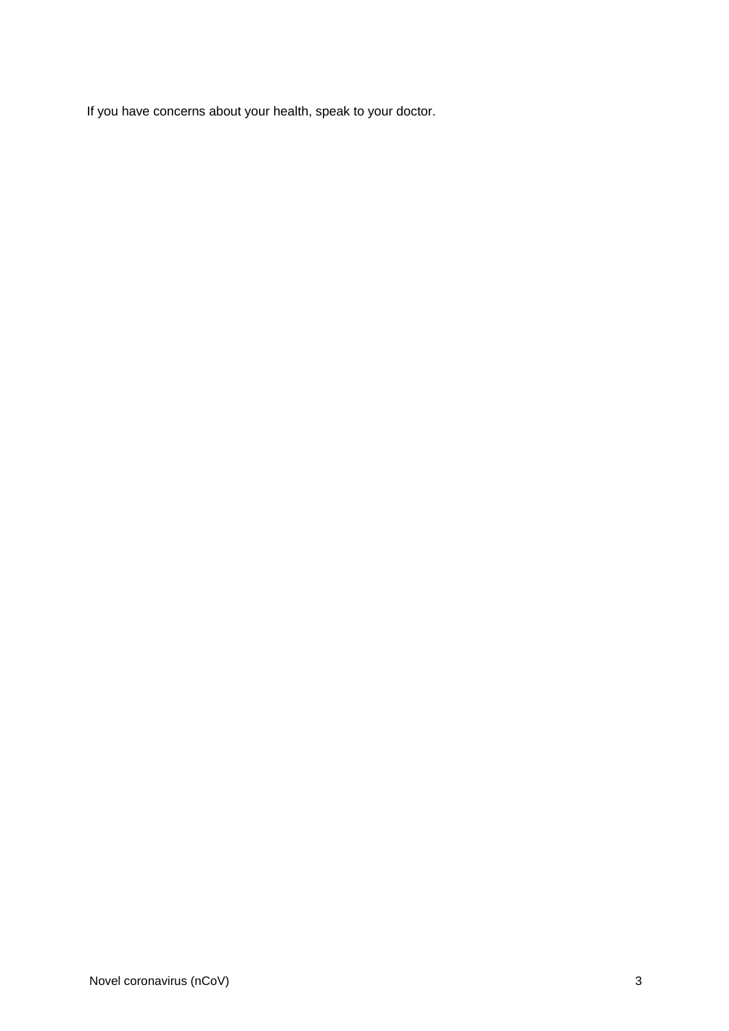If you have concerns about your health, speak to your doctor.